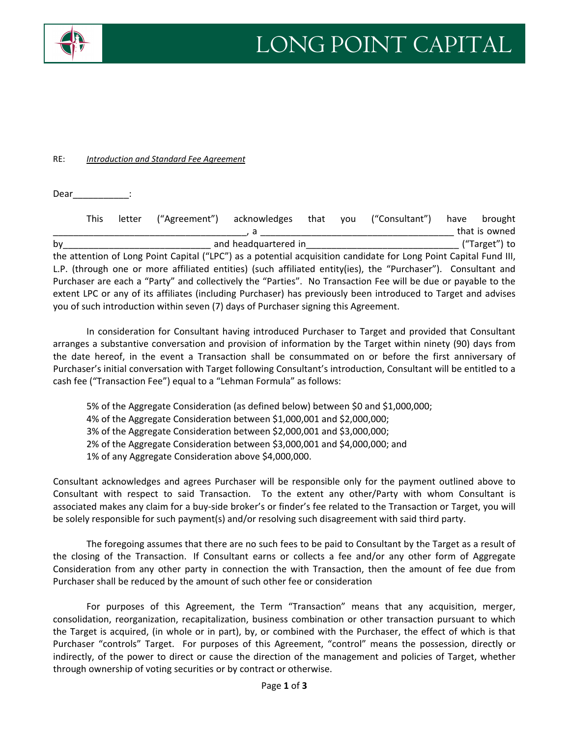# LONG POINT CAPITAL

RE: *Introduction and Standard Fee Agreement*

Dear___________:

This letter ("Agreement") acknowledges that you ("Consultant") have brought _____________________________________, a _____________________________________ that is owned by_____________________________ and headquartered in______________________________ ("Target") to the attention of Long Point Capital ("LPC") as a potential acquisition candidate for Long Point Capital Fund III, L.P. (through one or more affiliated entities) (such affiliated entity(ies), the "Purchaser"). Consultant and Purchaser are each a "Party" and collectively the "Parties". No Transaction Fee will be due or payable to the extent LPC or any of its affiliates (including Purchaser) has previously been introduced to Target and advises you of such introduction within seven (7) days of Purchaser signing this Agreement.

In consideration for Consultant having introduced Purchaser to Target and provided that Consultant arranges a substantive conversation and provision of information by the Target within ninety (90) days from the date hereof, in the event a Transaction shall be consummated on or before the first anniversary of Purchaser's initial conversation with Target following Consultant's introduction, Consultant will be entitled to a cash fee ("Transaction Fee") equal to a "Lehman Formula" as follows:

5% of the Aggregate Consideration (as defined below) between $0 and $1,000,000;
4% of the Aggregate Consideration between $1,000,001 and $2,000,000;
3% of the Aggregate Consideration between $2,000,001 and $3,000,000;
2% of the Aggregate Consideration between $3,000,001 and $4,000,000; and
1% of any Aggregate Consideration above $4,000,000.

Consultant acknowledges and agrees Purchaser will be responsible only for the payment outlined above to Consultant with respect to said Transaction. To the extent any other/Party with whom Consultant is associated makes any claim for a buy-side broker's or finder's fee related to the Transaction or Target, you will be solely responsible for such payment(s) and/or resolving such disagreement with said third party.

The foregoing assumes that there are no such fees to be paid to Consultant by the Target as a result of the closing of the Transaction. If Consultant earns or collects a fee and/or any other form of Aggregate Consideration from any other party in connection the with Transaction, then the amount of fee due from Purchaser shall be reduced by the amount of such other fee or consideration

For purposes of this Agreement, the Term "Transaction" means that any acquisition, merger, consolidation, reorganization, recapitalization, business combination or other transaction pursuant to which the Target is acquired, (in whole or in part), by, or combined with the Purchaser, the effect of which is that Purchaser "controls" Target. For purposes of this Agreement, "control" means the possession, directly or indirectly, of the power to direct or cause the direction of the management and policies of Target, whether through ownership of voting securities or by contract or otherwise.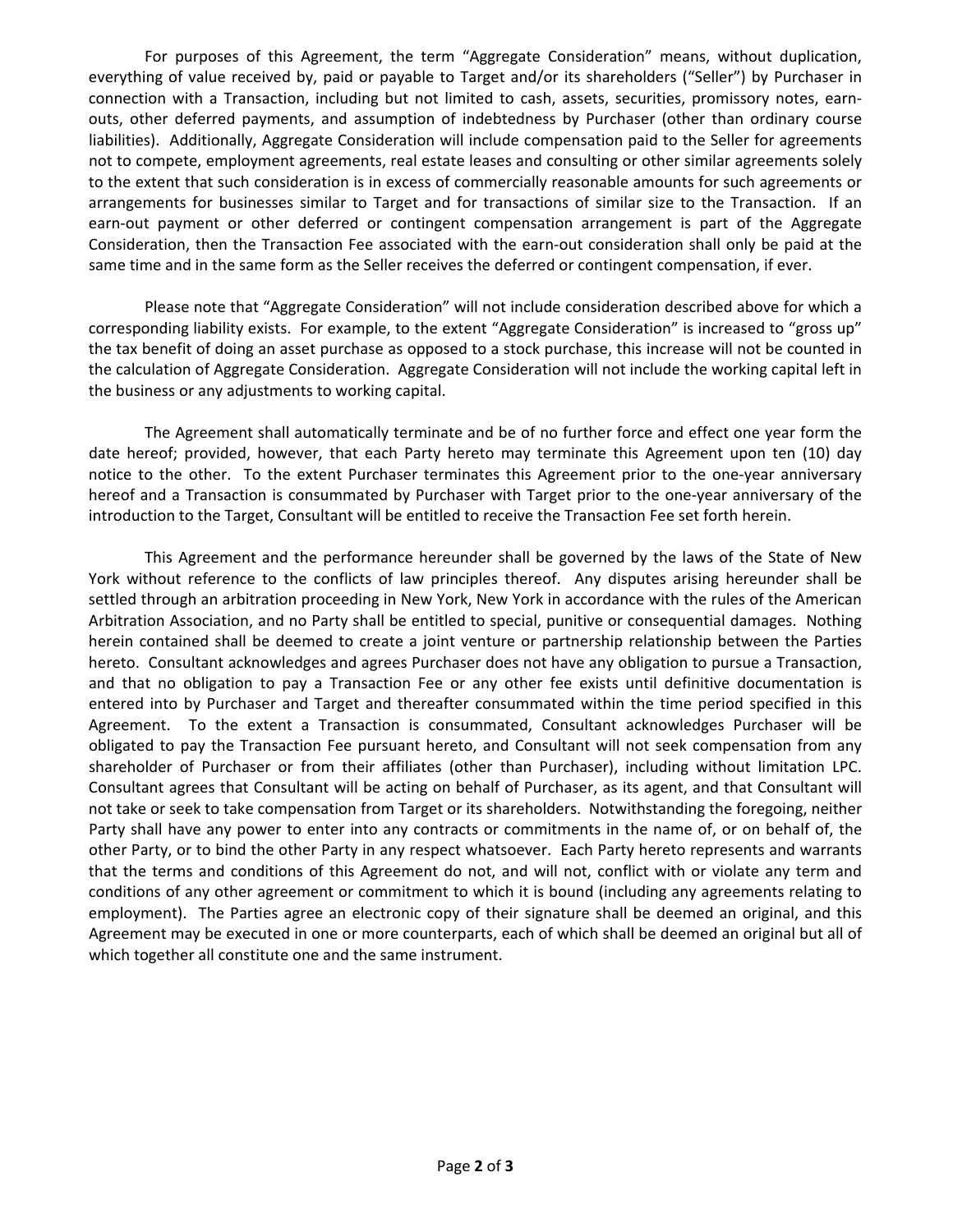For purposes of this Agreement, the term "Aggregate Consideration" means, without duplication, everything of value received by, paid or payable to Target and/or its shareholders ("Seller") by Purchaser in connection with a Transaction, including but not limited to cash, assets, securities, promissory notes, earn-outs, other deferred payments, and assumption of indebtedness by Purchaser (other than ordinary course liabilities). Additionally, Aggregate Consideration will include compensation paid to the Seller for agreements not to compete, employment agreements, real estate leases and consulting or other similar agreements solely to the extent that such consideration is in excess of commercially reasonable amounts for such agreements or arrangements for businesses similar to Target and for transactions of similar size to the Transaction. If an earn-out payment or other deferred or contingent compensation arrangement is part of the Aggregate Consideration, then the Transaction Fee associated with the earn-out consideration shall only be paid at the same time and in the same form as the Seller receives the deferred or contingent compensation, if ever.

Please note that "Aggregate Consideration" will not include consideration described above for which a corresponding liability exists. For example, to the extent "Aggregate Consideration" is increased to "gross up" the tax benefit of doing an asset purchase as opposed to a stock purchase, this increase will not be counted in the calculation of Aggregate Consideration. Aggregate Consideration will not include the working capital left in the business or any adjustments to working capital.

The Agreement shall automatically terminate and be of no further force and effect one year form the date hereof; provided, however, that each Party hereto may terminate this Agreement upon ten (10) day notice to the other. To the extent Purchaser terminates this Agreement prior to the one-year anniversary hereof and a Transaction is consummated by Purchaser with Target prior to the one-year anniversary of the introduction to the Target, Consultant will be entitled to receive the Transaction Fee set forth herein.

This Agreement and the performance hereunder shall be governed by the laws of the State of New York without reference to the conflicts of law principles thereof. Any disputes arising hereunder shall be settled through an arbitration proceeding in New York, New York in accordance with the rules of the American Arbitration Association, and no Party shall be entitled to special, punitive or consequential damages. Nothing herein contained shall be deemed to create a joint venture or partnership relationship between the Parties hereto. Consultant acknowledges and agrees Purchaser does not have any obligation to pursue a Transaction, and that no obligation to pay a Transaction Fee or any other fee exists until definitive documentation is entered into by Purchaser and Target and thereafter consummated within the time period specified in this Agreement. To the extent a Transaction is consummated, Consultant acknowledges Purchaser will be obligated to pay the Transaction Fee pursuant hereto, and Consultant will not seek compensation from any shareholder of Purchaser or from their affiliates (other than Purchaser), including without limitation LPC. Consultant agrees that Consultant will be acting on behalf of Purchaser, as its agent, and that Consultant will not take or seek to take compensation from Target or its shareholders. Notwithstanding the foregoing, neither Party shall have any power to enter into any contracts or commitments in the name of, or on behalf of, the other Party, or to bind the other Party in any respect whatsoever. Each Party hereto represents and warrants that the terms and conditions of this Agreement do not, and will not, conflict with or violate any term and conditions of any other agreement or commitment to which it is bound (including any agreements relating to employment). The Parties agree an electronic copy of their signature shall be deemed an original, and this Agreement may be executed in one or more counterparts, each of which shall be deemed an original but all of which together all constitute one and the same instrument.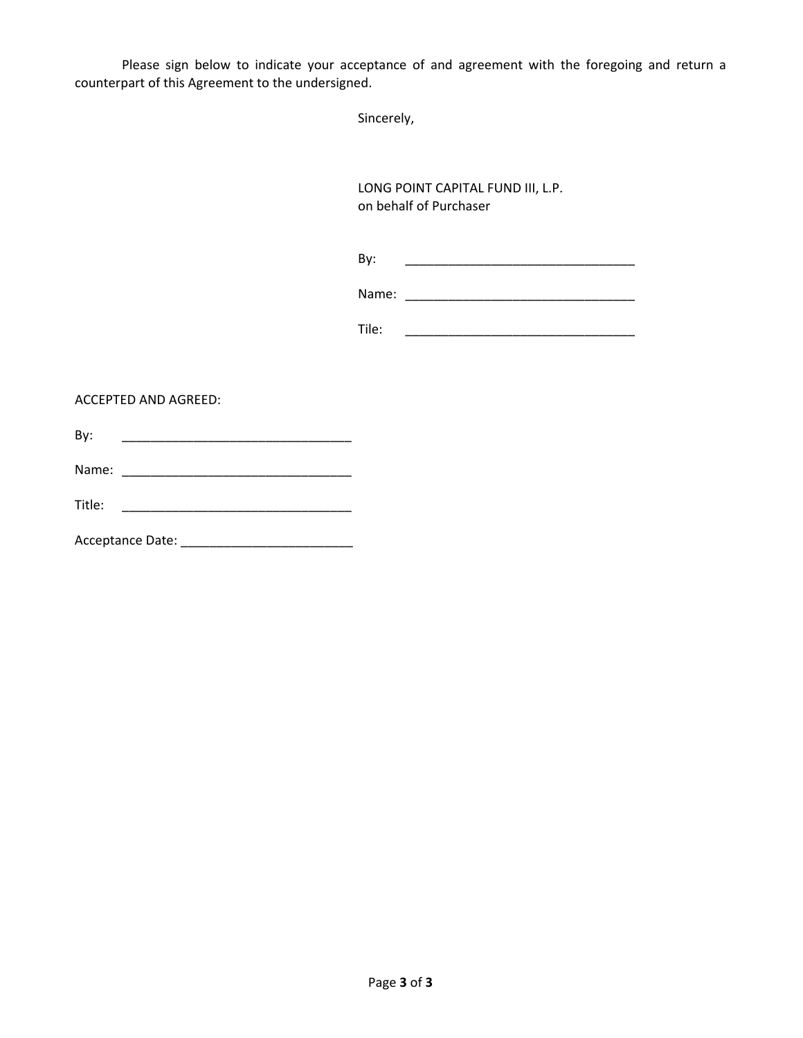Please sign below to indicate your acceptance of and agreement with the foregoing and return a counterpart of this Agreement to the undersigned.

Sincerely,

LONG POINT CAPITAL FUND III, L.P.
on behalf of Purchaser

By: ________________________________

Name: ________________________________

Tile: ________________________________

ACCEPTED AND AGREED:

By: ________________________________

Name: ________________________________

Title: ________________________________

Acceptance Date: ________________________